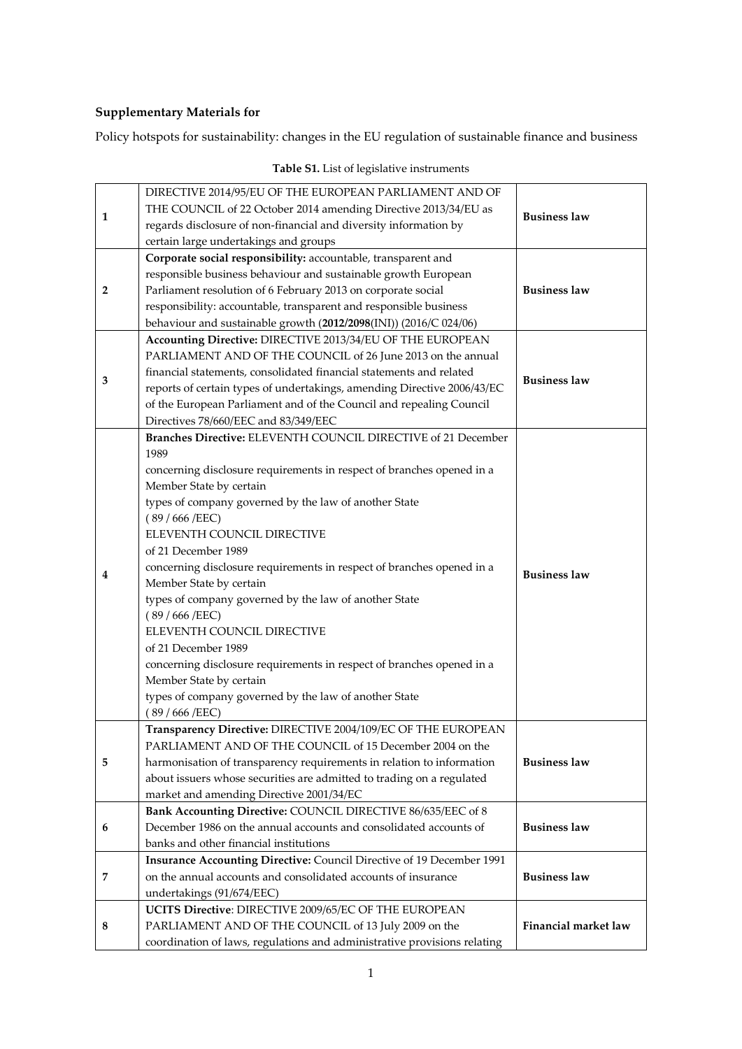**Supplementary Materials for**

Policy hotspots for sustainability: changes in the EU regulation of sustainable finance and business

**Table S1.** List of legislative instruments

| | | |
|---|---|---|
| **1** | DIRECTIVE 2014/95/EU OF THE EUROPEAN PARLIAMENT AND OF THE COUNCIL of 22 October 2014 amending Directive 2013/34/EU as regards disclosure of non-financial and diversity information by certain large undertakings and groups | **Business law** |
| **2** | **Corporate social responsibility:** accountable, transparent and responsible business behaviour and sustainable growth European Parliament resolution of 6 February 2013 on corporate social responsibility: accountable, transparent and responsible business behaviour and sustainable growth (**2012/2098**(INI)) (2016/C 024/06) | **Business law** |
| **3** | **Accounting Directive:** DIRECTIVE 2013/34/EU OF THE EUROPEAN PARLIAMENT AND OF THE COUNCIL of 26 June 2013 on the annual financial statements, consolidated financial statements and related reports of certain types of undertakings, amending Directive 2006/43/EC of the European Parliament and of the Council and repealing Council Directives 78/660/EEC and 83/349/EEC | **Business law** |
| **4** | **Branches Directive:** ELEVENTH COUNCIL DIRECTIVE of 21 December 1989 concerning disclosure requirements in respect of branches opened in a Member State by certain types of company governed by the law of another State ( 89 / 666 /EEC) ELEVENTH COUNCIL DIRECTIVE of 21 December 1989 concerning disclosure requirements in respect of branches opened in a Member State by certain types of company governed by the law of another State ( 89 / 666 /EEC) ELEVENTH COUNCIL DIRECTIVE of 21 December 1989 concerning disclosure requirements in respect of branches opened in a Member State by certain types of company governed by the law of another State ( 89 / 666 /EEC) | **Business law** |
| **5** | **Transparency Directive:** DIRECTIVE 2004/109/EC OF THE EUROPEAN PARLIAMENT AND OF THE COUNCIL of 15 December 2004 on the harmonisation of transparency requirements in relation to information about issuers whose securities are admitted to trading on a regulated market and amending Directive 2001/34/EC | **Business law** |
| **6** | **Bank Accounting Directive:** COUNCIL DIRECTIVE 86/635/EEC of 8 December 1986 on the annual accounts and consolidated accounts of banks and other financial institutions | **Business law** |
| **7** | **Insurance Accounting Directive:** Council Directive of 19 December 1991 on the annual accounts and consolidated accounts of insurance undertakings (91/674/EEC) | **Business law** |
| **8** | **UCITS Directive**: DIRECTIVE 2009/65/EC OF THE EUROPEAN PARLIAMENT AND OF THE COUNCIL of 13 July 2009 on the coordination of laws, regulations and administrative provisions relating | **Financial market law** |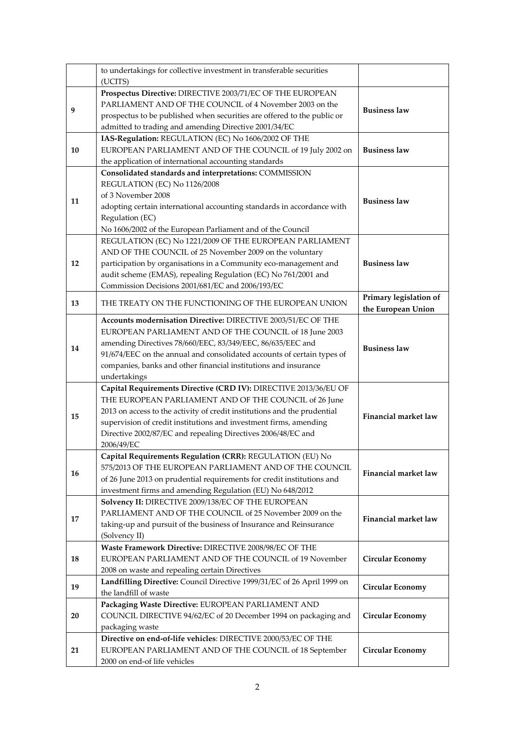| | | |
|---|---|---|
| | to undertakings for collective investment in transferable securities (UCITS) | |
| 9 | **Prospectus Directive:** DIRECTIVE 2003/71/EC OF THE EUROPEAN PARLIAMENT AND OF THE COUNCIL of 4 November 2003 on the prospectus to be published when securities are offered to the public or admitted to trading and amending Directive 2001/34/EC | **Business law** |
| 10 | **IAS-Regulation:** REGULATION (EC) No 1606/2002 OF THE EUROPEAN PARLIAMENT AND OF THE COUNCIL of 19 July 2002 on the application of international accounting standards | **Business law** |
| 11 | **Consolidated standards and interpretations:** COMMISSION REGULATION (EC) No 1126/2008 of 3 November 2008 adopting certain international accounting standards in accordance with Regulation (EC) No 1606/2002 of the European Parliament and of the Council | **Business law** |
| 12 | REGULATION (EC) No 1221/2009 OF THE EUROPEAN PARLIAMENT AND OF THE COUNCIL of 25 November 2009 on the voluntary participation by organisations in a Community eco-management and audit scheme (EMAS), repealing Regulation (EC) No 761/2001 and Commission Decisions 2001/681/EC and 2006/193/EC | **Business law** |
| 13 | THE TREATY ON THE FUNCTIONING OF THE EUROPEAN UNION | **Primary legislation of the European Union** |
| 14 | **Accounts modernisation Directive:** DIRECTIVE 2003/51/EC OF THE EUROPEAN PARLIAMENT AND OF THE COUNCIL of 18 June 2003 amending Directives 78/660/EEC, 83/349/EEC, 86/635/EEC and 91/674/EEC on the annual and consolidated accounts of certain types of companies, banks and other financial institutions and insurance undertakings | **Business law** |
| 15 | **Capital Requirements Directive (CRD IV):** DIRECTIVE 2013/36/EU OF THE EUROPEAN PARLIAMENT AND OF THE COUNCIL of 26 June 2013 on access to the activity of credit institutions and the prudential supervision of credit institutions and investment firms, amending Directive 2002/87/EC and repealing Directives 2006/48/EC and 2006/49/EC | **Financial market law** |
| 16 | **Capital Requirements Regulation (CRR):** REGULATION (EU) No 575/2013 OF THE EUROPEAN PARLIAMENT AND OF THE COUNCIL of 26 June 2013 on prudential requirements for credit institutions and investment firms and amending Regulation (EU) No 648/2012 | **Financial market law** |
| 17 | **Solvency II:** DIRECTIVE 2009/138/EC OF THE EUROPEAN PARLIAMENT AND OF THE COUNCIL of 25 November 2009 on the taking-up and pursuit of the business of Insurance and Reinsurance (Solvency II) | **Financial market law** |
| 18 | **Waste Framework Directive:** DIRECTIVE 2008/98/EC OF THE EUROPEAN PARLIAMENT AND OF THE COUNCIL of 19 November 2008 on waste and repealing certain Directives | **Circular Economy** |
| 19 | **Landfilling Directive:** Council Directive 1999/31/EC of 26 April 1999 on the landfill of waste | **Circular Economy** |
| 20 | **Packaging Waste Directive:** EUROPEAN PARLIAMENT AND COUNCIL DIRECTIVE 94/62/EC of 20 December 1994 on packaging and packaging waste | **Circular Economy** |
| 21 | **Directive on end-of-life vehicles**: DIRECTIVE 2000/53/EC OF THE EUROPEAN PARLIAMENT AND OF THE COUNCIL of 18 September 2000 on end-of life vehicles | **Circular Economy** |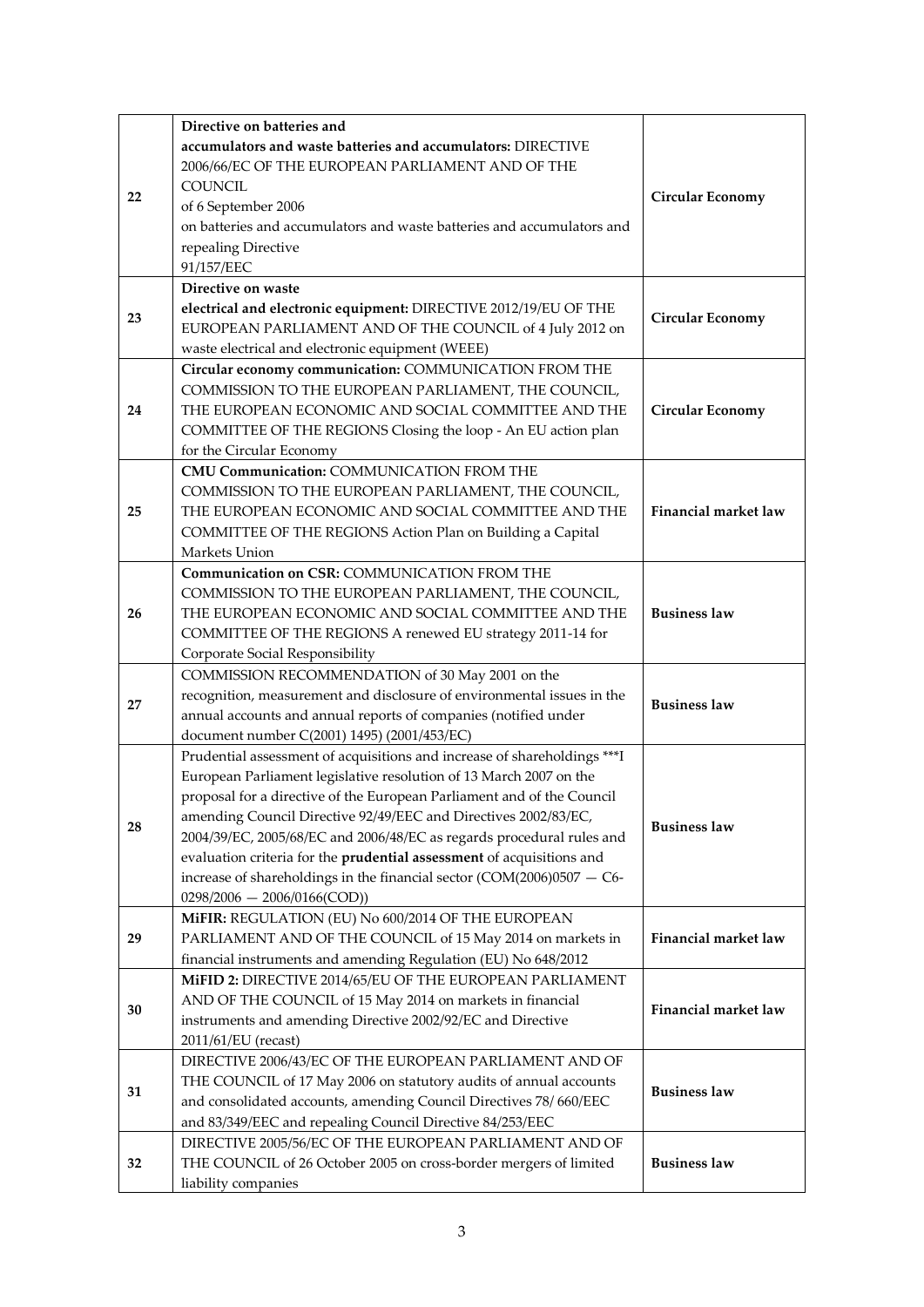| | | |
|---|---|---|
| 22 | **Directive on batteries and accumulators and waste batteries and accumulators:** DIRECTIVE 2006/66/EC OF THE EUROPEAN PARLIAMENT AND OF THE COUNCIL of 6 September 2006 on batteries and accumulators and waste batteries and accumulators and repealing Directive 91/157/EEC | **Circular Economy** |
| 23 | **Directive on waste electrical and electronic equipment:** DIRECTIVE 2012/19/EU OF THE EUROPEAN PARLIAMENT AND OF THE COUNCIL of 4 July 2012 on waste electrical and electronic equipment (WEEE) | **Circular Economy** |
| 24 | **Circular economy communication:** COMMUNICATION FROM THE COMMISSION TO THE EUROPEAN PARLIAMENT, THE COUNCIL, THE EUROPEAN ECONOMIC AND SOCIAL COMMITTEE AND THE COMMITTEE OF THE REGIONS Closing the loop - An EU action plan for the Circular Economy | **Circular Economy** |
| 25 | **CMU Communication:** COMMUNICATION FROM THE COMMISSION TO THE EUROPEAN PARLIAMENT, THE COUNCIL, THE EUROPEAN ECONOMIC AND SOCIAL COMMITTEE AND THE COMMITTEE OF THE REGIONS Action Plan on Building a Capital Markets Union | **Financial market law** |
| 26 | **Communication on CSR:** COMMUNICATION FROM THE COMMISSION TO THE EUROPEAN PARLIAMENT, THE COUNCIL, THE EUROPEAN ECONOMIC AND SOCIAL COMMITTEE AND THE COMMITTEE OF THE REGIONS A renewed EU strategy 2011-14 for Corporate Social Responsibility | **Business law** |
| 27 | COMMISSION RECOMMENDATION of 30 May 2001 on the recognition, measurement and disclosure of environmental issues in the annual accounts and annual reports of companies (notified under document number C(2001) 1495) (2001/453/EC) | **Business law** |
| 28 | Prudential assessment of acquisitions and increase of shareholdings ***I European Parliament legislative resolution of 13 March 2007 on the proposal for a directive of the European Parliament and of the Council amending Council Directive 92/49/EEC and Directives 2002/83/EC, 2004/39/EC, 2005/68/EC and 2006/48/EC as regards procedural rules and evaluation criteria for the **prudential assessment** of acquisitions and increase of shareholdings in the financial sector (COM(2006)0507 — C6-0298/2006 — 2006/0166(COD)) | **Business law** |
| 29 | **MiFIR:** REGULATION (EU) No 600/2014 OF THE EUROPEAN PARLIAMENT AND OF THE COUNCIL of 15 May 2014 on markets in financial instruments and amending Regulation (EU) No 648/2012 | **Financial market law** |
| 30 | **MiFID 2:** DIRECTIVE 2014/65/EU OF THE EUROPEAN PARLIAMENT AND OF THE COUNCIL of 15 May 2014 on markets in financial instruments and amending Directive 2002/92/EC and Directive 2011/61/EU (recast) | **Financial market law** |
| 31 | DIRECTIVE 2006/43/EC OF THE EUROPEAN PARLIAMENT AND OF THE COUNCIL of 17 May 2006 on statutory audits of annual accounts and consolidated accounts, amending Council Directives 78/ 660/EEC and 83/349/EEC and repealing Council Directive 84/253/EEC | **Business law** |
| 32 | DIRECTIVE 2005/56/EC OF THE EUROPEAN PARLIAMENT AND OF THE COUNCIL of 26 October 2005 on cross-border mergers of limited liability companies | **Business law** |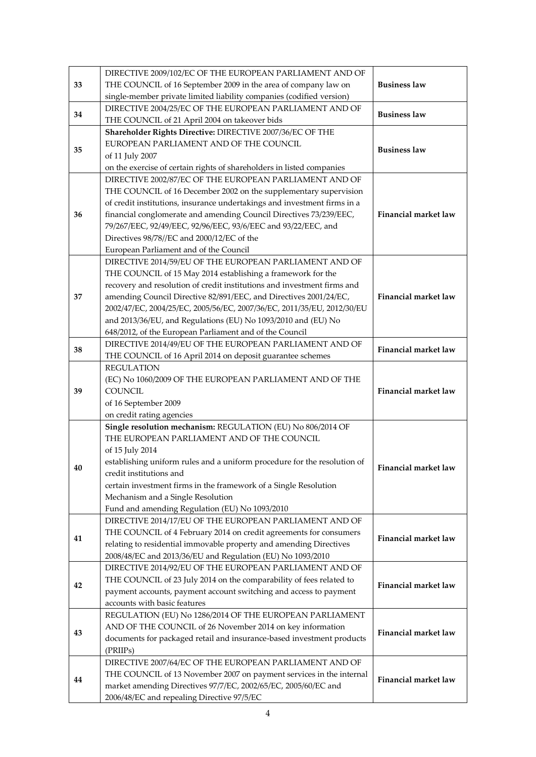| | | |
|---|---|---|
| 33 | DIRECTIVE 2009/102/EC OF THE EUROPEAN PARLIAMENT AND OF THE COUNCIL of 16 September 2009 in the area of company law on single-member private limited liability companies (codified version) | **Business law** |
| 34 | DIRECTIVE 2004/25/EC OF THE EUROPEAN PARLIAMENT AND OF THE COUNCIL of 21 April 2004 on takeover bids | **Business law** |
| 35 | **Shareholder Rights Directive:** DIRECTIVE 2007/36/EC OF THE EUROPEAN PARLIAMENT AND OF THE COUNCIL of 11 July 2007 on the exercise of certain rights of shareholders in listed companies | **Business law** |
| 36 | DIRECTIVE 2002/87/EC OF THE EUROPEAN PARLIAMENT AND OF THE COUNCIL of 16 December 2002 on the supplementary supervision of credit institutions, insurance undertakings and investment firms in a financial conglomerate and amending Council Directives 73/239/EEC, 79/267/EEC, 92/49/EEC, 92/96/EEC, 93/6/EEC and 93/22/EEC, and Directives 98/78//EC and 2000/12/EC of the European Parliament and of the Council | **Financial market law** |
| 37 | DIRECTIVE 2014/59/EU OF THE EUROPEAN PARLIAMENT AND OF THE COUNCIL of 15 May 2014 establishing a framework for the recovery and resolution of credit institutions and investment firms and amending Council Directive 82/891/EEC, and Directives 2001/24/EC, 2002/47/EC, 2004/25/EC, 2005/56/EC, 2007/36/EC, 2011/35/EU, 2012/30/EU and 2013/36/EU, and Regulations (EU) No 1093/2010 and (EU) No 648/2012, of the European Parliament and of the Council | **Financial market law** |
| 38 | DIRECTIVE 2014/49/EU OF THE EUROPEAN PARLIAMENT AND OF THE COUNCIL of 16 April 2014 on deposit guarantee schemes | **Financial market law** |
| 39 | REGULATION (EC) No 1060/2009 OF THE EUROPEAN PARLIAMENT AND OF THE COUNCIL of 16 September 2009 on credit rating agencies | **Financial market law** |
| 40 | **Single resolution mechanism:** REGULATION (EU) No 806/2014 OF THE EUROPEAN PARLIAMENT AND OF THE COUNCIL of 15 July 2014 establishing uniform rules and a uniform procedure for the resolution of credit institutions and certain investment firms in the framework of a Single Resolution Mechanism and a Single Resolution Fund and amending Regulation (EU) No 1093/2010 | **Financial market law** |
| 41 | DIRECTIVE 2014/17/EU OF THE EUROPEAN PARLIAMENT AND OF THE COUNCIL of 4 February 2014 on credit agreements for consumers relating to residential immovable property and amending Directives 2008/48/EC and 2013/36/EU and Regulation (EU) No 1093/2010 | **Financial market law** |
| 42 | DIRECTIVE 2014/92/EU OF THE EUROPEAN PARLIAMENT AND OF THE COUNCIL of 23 July 2014 on the comparability of fees related to payment accounts, payment account switching and access to payment accounts with basic features | **Financial market law** |
| 43 | REGULATION (EU) No 1286/2014 OF THE EUROPEAN PARLIAMENT AND OF THE COUNCIL of 26 November 2014 on key information documents for packaged retail and insurance-based investment products (PRIIPs) | **Financial market law** |
| 44 | DIRECTIVE 2007/64/EC OF THE EUROPEAN PARLIAMENT AND OF THE COUNCIL of 13 November 2007 on payment services in the internal market amending Directives 97/7/EC, 2002/65/EC, 2005/60/EC and 2006/48/EC and repealing Directive 97/5/EC | **Financial market law** |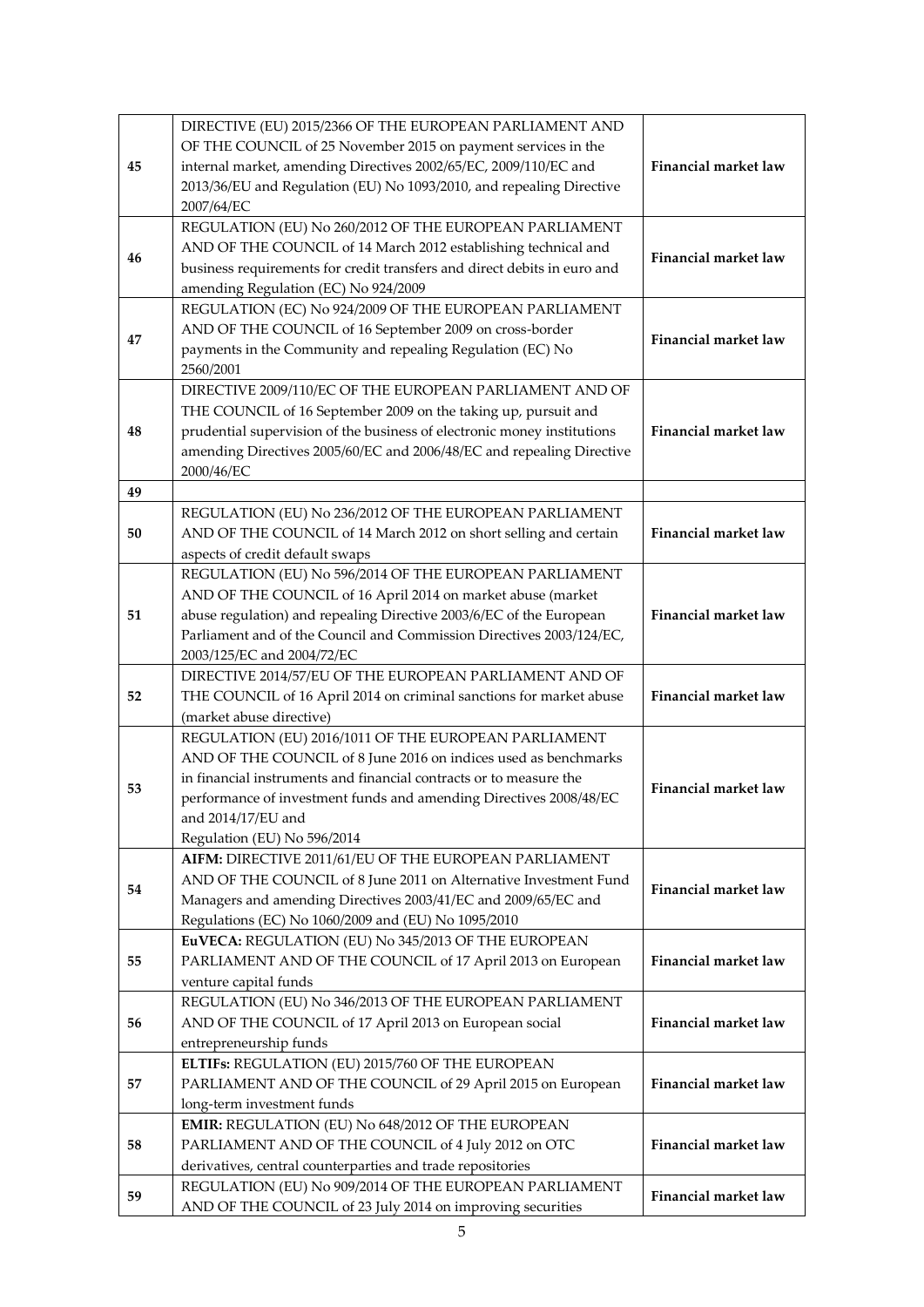| | | |
|---|---|---|
| 45 | DIRECTIVE (EU) 2015/2366 OF THE EUROPEAN PARLIAMENT AND OF THE COUNCIL of 25 November 2015 on payment services in the internal market, amending Directives 2002/65/EC, 2009/110/EC and 2013/36/EU and Regulation (EU) No 1093/2010, and repealing Directive 2007/64/EC | **Financial market law** |
| 46 | REGULATION (EU) No 260/2012 OF THE EUROPEAN PARLIAMENT AND OF THE COUNCIL of 14 March 2012 establishing technical and business requirements for credit transfers and direct debits in euro and amending Regulation (EC) No 924/2009 | **Financial market law** |
| 47 | REGULATION (EC) No 924/2009 OF THE EUROPEAN PARLIAMENT AND OF THE COUNCIL of 16 September 2009 on cross-border payments in the Community and repealing Regulation (EC) No 2560/2001 | **Financial market law** |
| 48 | DIRECTIVE 2009/110/EC OF THE EUROPEAN PARLIAMENT AND OF THE COUNCIL of 16 September 2009 on the taking up, pursuit and prudential supervision of the business of electronic money institutions amending Directives 2005/60/EC and 2006/48/EC and repealing Directive 2000/46/EC | **Financial market law** |
| 49 | | |
| 50 | REGULATION (EU) No 236/2012 OF THE EUROPEAN PARLIAMENT AND OF THE COUNCIL of 14 March 2012 on short selling and certain aspects of credit default swaps | **Financial market law** |
| 51 | REGULATION (EU) No 596/2014 OF THE EUROPEAN PARLIAMENT AND OF THE COUNCIL of 16 April 2014 on market abuse (market abuse regulation) and repealing Directive 2003/6/EC of the European Parliament and of the Council and Commission Directives 2003/124/EC, 2003/125/EC and 2004/72/EC | **Financial market law** |
| 52 | DIRECTIVE 2014/57/EU OF THE EUROPEAN PARLIAMENT AND OF THE COUNCIL of 16 April 2014 on criminal sanctions for market abuse (market abuse directive) | **Financial market law** |
| 53 | REGULATION (EU) 2016/1011 OF THE EUROPEAN PARLIAMENT AND OF THE COUNCIL of 8 June 2016 on indices used as benchmarks in financial instruments and financial contracts or to measure the performance of investment funds and amending Directives 2008/48/EC and 2014/17/EU and Regulation (EU) No 596/2014 | **Financial market law** |
| 54 | **AIFM:** DIRECTIVE 2011/61/EU OF THE EUROPEAN PARLIAMENT AND OF THE COUNCIL of 8 June 2011 on Alternative Investment Fund Managers and amending Directives 2003/41/EC and 2009/65/EC and Regulations (EC) No 1060/2009 and (EU) No 1095/2010 | **Financial market law** |
| 55 | **EuVECA:** REGULATION (EU) No 345/2013 OF THE EUROPEAN PARLIAMENT AND OF THE COUNCIL of 17 April 2013 on European venture capital funds | **Financial market law** |
| 56 | REGULATION (EU) No 346/2013 OF THE EUROPEAN PARLIAMENT AND OF THE COUNCIL of 17 April 2013 on European social entrepreneurship funds | **Financial market law** |
| 57 | **ELTIFs:** REGULATION (EU) 2015/760 OF THE EUROPEAN PARLIAMENT AND OF THE COUNCIL of 29 April 2015 on European long-term investment funds | **Financial market law** |
| 58 | **EMIR:** REGULATION (EU) No 648/2012 OF THE EUROPEAN PARLIAMENT AND OF THE COUNCIL of 4 July 2012 on OTC derivatives, central counterparties and trade repositories | **Financial market law** |
| 59 | REGULATION (EU) No 909/2014 OF THE EUROPEAN PARLIAMENT AND OF THE COUNCIL of 23 July 2014 on improving securities | **Financial market law** |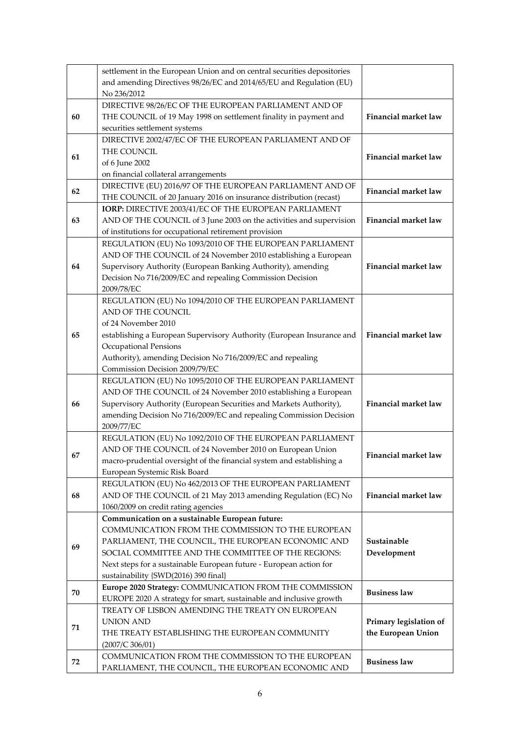|  |  |  |
|---|---|---|
|  | settlement in the European Union and on central securities depositories and amending Directives 98/26/EC and 2014/65/EU and Regulation (EU) No 236/2012 |  |
| 60 | DIRECTIVE 98/26/EC OF THE EUROPEAN PARLIAMENT AND OF THE COUNCIL of 19 May 1998 on settlement finality in payment and securities settlement systems | **Financial market law** |
| 61 | DIRECTIVE 2002/47/EC OF THE EUROPEAN PARLIAMENT AND OF THE COUNCIL of 6 June 2002 on financial collateral arrangements | **Financial market law** |
| 62 | DIRECTIVE (EU) 2016/97 OF THE EUROPEAN PARLIAMENT AND OF THE COUNCIL of 20 January 2016 on insurance distribution (recast) | **Financial market law** |
| 63 | **IORP:** DIRECTIVE 2003/41/EC OF THE EUROPEAN PARLIAMENT AND OF THE COUNCIL of 3 June 2003 on the activities and supervision of institutions for occupational retirement provision | **Financial market law** |
| 64 | REGULATION (EU) No 1093/2010 OF THE EUROPEAN PARLIAMENT AND OF THE COUNCIL of 24 November 2010 establishing a European Supervisory Authority (European Banking Authority), amending Decision No 716/2009/EC and repealing Commission Decision 2009/78/EC | **Financial market law** |
| 65 | REGULATION (EU) No 1094/2010 OF THE EUROPEAN PARLIAMENT AND OF THE COUNCIL of 24 November 2010 establishing a European Supervisory Authority (European Insurance and Occupational Pensions Authority), amending Decision No 716/2009/EC and repealing Commission Decision 2009/79/EC | **Financial market law** |
| 66 | REGULATION (EU) No 1095/2010 OF THE EUROPEAN PARLIAMENT AND OF THE COUNCIL of 24 November 2010 establishing a European Supervisory Authority (European Securities and Markets Authority), amending Decision No 716/2009/EC and repealing Commission Decision 2009/77/EC | **Financial market law** |
| 67 | REGULATION (EU) No 1092/2010 OF THE EUROPEAN PARLIAMENT AND OF THE COUNCIL of 24 November 2010 on European Union macro-prudential oversight of the financial system and establishing a European Systemic Risk Board | **Financial market law** |
| 68 | REGULATION (EU) No 462/2013 OF THE EUROPEAN PARLIAMENT AND OF THE COUNCIL of 21 May 2013 amending Regulation (EC) No 1060/2009 on credit rating agencies | **Financial market law** |
| 69 | **Communication on a sustainable European future:** COMMUNICATION FROM THE COMMISSION TO THE EUROPEAN PARLIAMENT, THE COUNCIL, THE EUROPEAN ECONOMIC AND SOCIAL COMMITTEE AND THE COMMITTEE OF THE REGIONS: Next steps for a sustainable European future - European action for sustainability {SWD(2016) 390 final} | **Sustainable Development** |
| 70 | **Europe 2020 Strategy:** COMMUNICATION FROM THE COMMISSION EUROPE 2020 A strategy for smart, sustainable and inclusive growth | **Business law** |
| 71 | TREATY OF LISBON AMENDING THE TREATY ON EUROPEAN UNION AND THE TREATY ESTABLISHING THE EUROPEAN COMMUNITY (2007/C 306/01) | **Primary legislation of the European Union** |
| 72 | COMMUNICATION FROM THE COMMISSION TO THE EUROPEAN PARLIAMENT, THE COUNCIL, THE EUROPEAN ECONOMIC AND | **Business law** |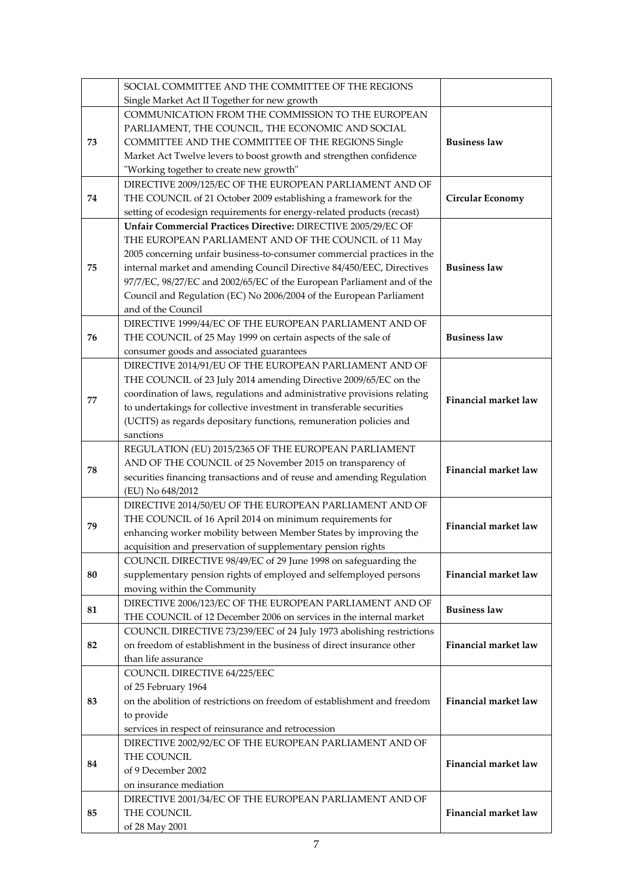| | | |
|---|---|---|
| | SOCIAL COMMITTEE AND THE COMMITTEE OF THE REGIONS Single Market Act II Together for new growth | |
| 73 | COMMUNICATION FROM THE COMMISSION TO THE EUROPEAN PARLIAMENT, THE COUNCIL, THE ECONOMIC AND SOCIAL COMMITTEE AND THE COMMITTEE OF THE REGIONS Single Market Act Twelve levers to boost growth and strengthen confidence "Working together to create new growth" | **Business law** |
| 74 | DIRECTIVE 2009/125/EC OF THE EUROPEAN PARLIAMENT AND OF THE COUNCIL of 21 October 2009 establishing a framework for the setting of ecodesign requirements for energy-related products (recast) | **Circular Economy** |
| 75 | **Unfair Commercial Practices Directive:** DIRECTIVE 2005/29/EC OF THE EUROPEAN PARLIAMENT AND OF THE COUNCIL of 11 May 2005 concerning unfair business-to-consumer commercial practices in the internal market and amending Council Directive 84/450/EEC, Directives 97/7/EC, 98/27/EC and 2002/65/EC of the European Parliament and of the Council and Regulation (EC) No 2006/2004 of the European Parliament and of the Council | **Business law** |
| 76 | DIRECTIVE 1999/44/EC OF THE EUROPEAN PARLIAMENT AND OF THE COUNCIL of 25 May 1999 on certain aspects of the sale of consumer goods and associated guarantees | **Business law** |
| 77 | DIRECTIVE 2014/91/EU OF THE EUROPEAN PARLIAMENT AND OF THE COUNCIL of 23 July 2014 amending Directive 2009/65/EC on the coordination of laws, regulations and administrative provisions relating to undertakings for collective investment in transferable securities (UCITS) as regards depositary functions, remuneration policies and sanctions | **Financial market law** |
| 78 | REGULATION (EU) 2015/2365 OF THE EUROPEAN PARLIAMENT AND OF THE COUNCIL of 25 November 2015 on transparency of securities financing transactions and of reuse and amending Regulation (EU) No 648/2012 | **Financial market law** |
| 79 | DIRECTIVE 2014/50/EU OF THE EUROPEAN PARLIAMENT AND OF THE COUNCIL of 16 April 2014 on minimum requirements for enhancing worker mobility between Member States by improving the acquisition and preservation of supplementary pension rights | **Financial market law** |
| 80 | COUNCIL DIRECTIVE 98/49/EC of 29 June 1998 on safeguarding the supplementary pension rights of employed and selfemployed persons moving within the Community | **Financial market law** |
| 81 | DIRECTIVE 2006/123/EC OF THE EUROPEAN PARLIAMENT AND OF THE COUNCIL of 12 December 2006 on services in the internal market | **Business law** |
| 82 | COUNCIL DIRECTIVE 73/239/EEC of 24 July 1973 abolishing restrictions on freedom of establishment in the business of direct insurance other than life assurance | **Financial market law** |
| 83 | COUNCIL DIRECTIVE 64/225/EEC of 25 February 1964 on the abolition of restrictions on freedom of establishment and freedom to provide services in respect of reinsurance and retrocession | **Financial market law** |
| 84 | DIRECTIVE 2002/92/EC OF THE EUROPEAN PARLIAMENT AND OF THE COUNCIL of 9 December 2002 on insurance mediation | **Financial market law** |
| 85 | DIRECTIVE 2001/34/EC OF THE EUROPEAN PARLIAMENT AND OF THE COUNCIL of 28 May 2001 | **Financial market law** |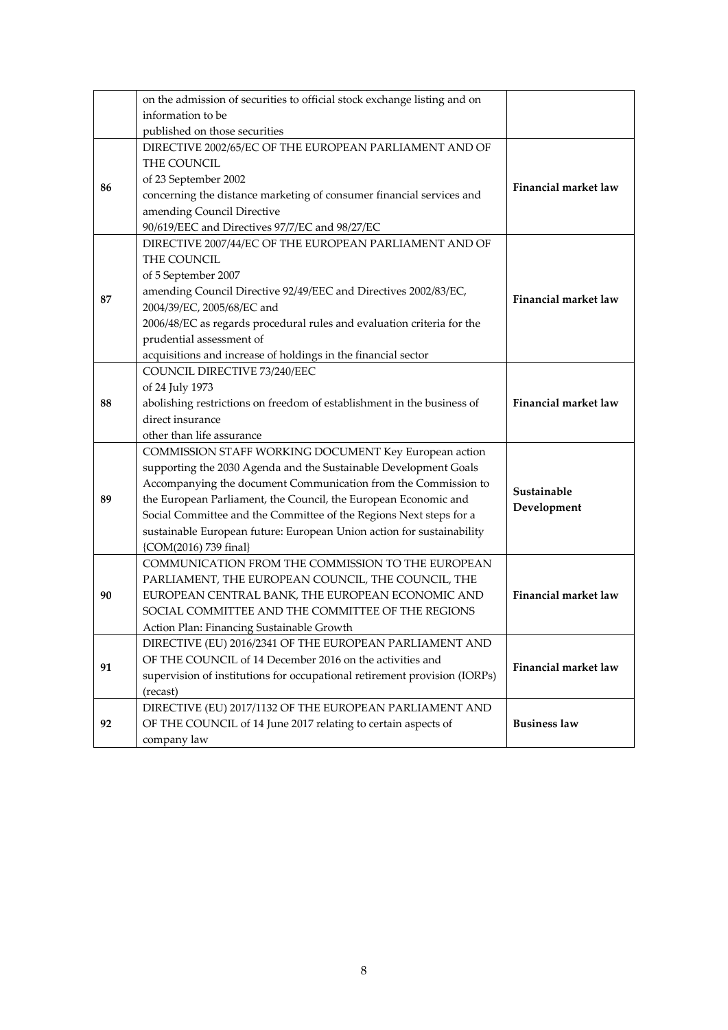| | | |
|---|---|---|
| | on the admission of securities to official stock exchange listing and on information to be published on those securities | |
| 86 | DIRECTIVE 2002/65/EC OF THE EUROPEAN PARLIAMENT AND OF THE COUNCIL of 23 September 2002 concerning the distance marketing of consumer financial services and amending Council Directive 90/619/EEC and Directives 97/7/EC and 98/27/EC | **Financial market law** |
| 87 | DIRECTIVE 2007/44/EC OF THE EUROPEAN PARLIAMENT AND OF THE COUNCIL of 5 September 2007 amending Council Directive 92/49/EEC and Directives 2002/83/EC, 2004/39/EC, 2005/68/EC and 2006/48/EC as regards procedural rules and evaluation criteria for the prudential assessment of acquisitions and increase of holdings in the financial sector | **Financial market law** |
| 88 | COUNCIL DIRECTIVE 73/240/EEC of 24 July 1973 abolishing restrictions on freedom of establishment in the business of direct insurance other than life assurance | **Financial market law** |
| 89 | COMMISSION STAFF WORKING DOCUMENT Key European action supporting the 2030 Agenda and the Sustainable Development Goals Accompanying the document Communication from the Commission to the European Parliament, the Council, the European Economic and Social Committee and the Committee of the Regions Next steps for a sustainable European future: European Union action for sustainability {COM(2016) 739 final} | **Sustainable Development** |
| 90 | COMMUNICATION FROM THE COMMISSION TO THE EUROPEAN PARLIAMENT, THE EUROPEAN COUNCIL, THE COUNCIL, THE EUROPEAN CENTRAL BANK, THE EUROPEAN ECONOMIC AND SOCIAL COMMITTEE AND THE COMMITTEE OF THE REGIONS Action Plan: Financing Sustainable Growth | **Financial market law** |
| 91 | DIRECTIVE (EU) 2016/2341 OF THE EUROPEAN PARLIAMENT AND OF THE COUNCIL of 14 December 2016 on the activities and supervision of institutions for occupational retirement provision (IORPs) (recast) | **Financial market law** |
| 92 | DIRECTIVE (EU) 2017/1132 OF THE EUROPEAN PARLIAMENT AND OF THE COUNCIL of 14 June 2017 relating to certain aspects of company law | **Business law** |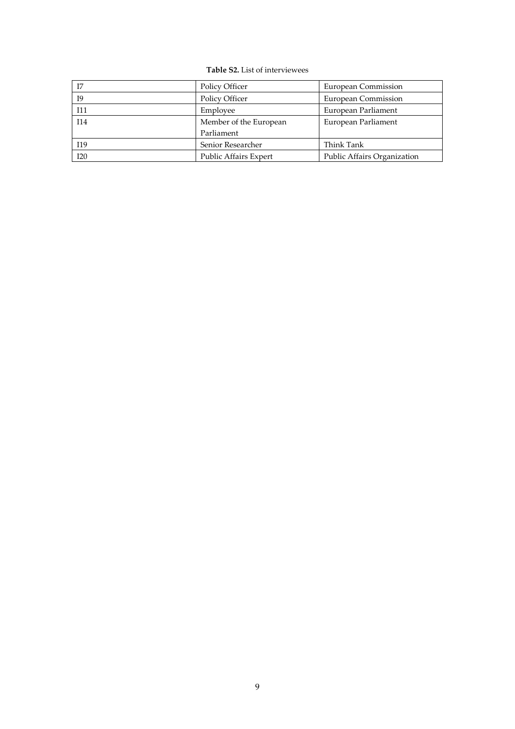**Table S2.** List of interviewees

| | | |
|---|---|---|
| I7 | Policy Officer | European Commission |
| I9 | Policy Officer | European Commission |
| I11 | Employee | European Parliament |
| I14 | Member of the European Parliament | European Parliament |
| I19 | Senior Researcher | Think Tank |
| I20 | Public Affairs Expert | Public Affairs Organization |